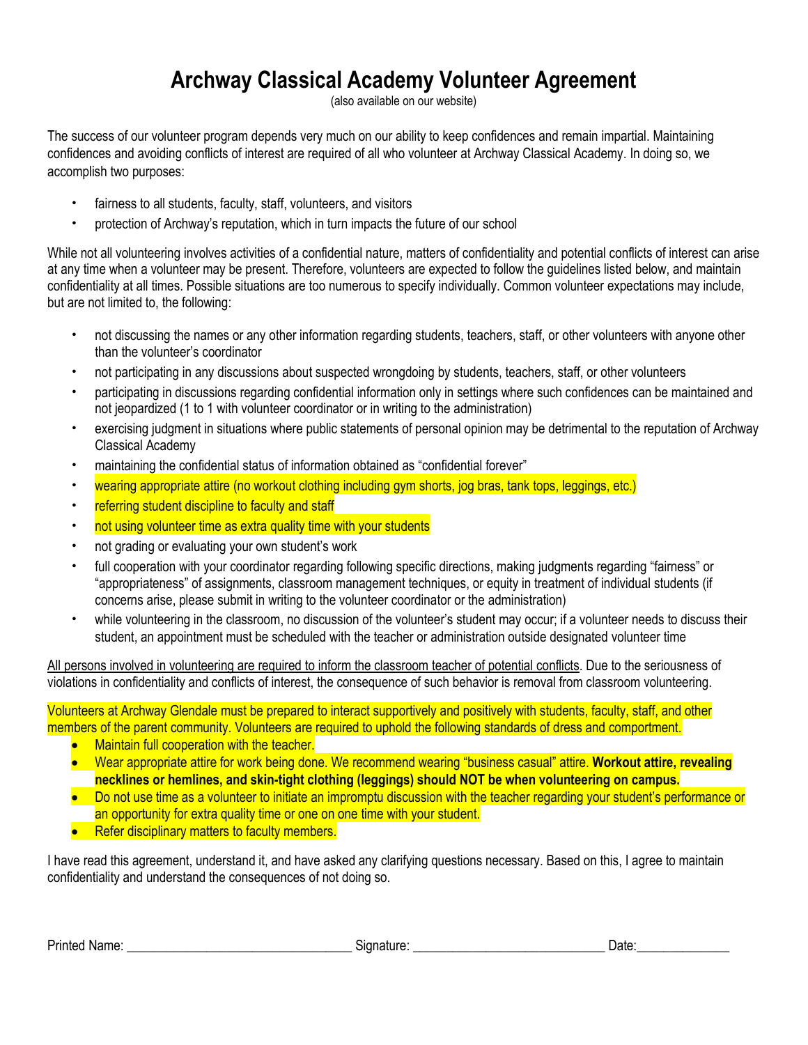# Archway Classical Academy Volunteer Agreement

(also available on our website)

The success of our volunteer program depends very much on our ability to keep confidences and remain impartial. Maintaining confidences and avoiding conflicts of interest are required of all who volunteer at Archway Classical Academy. In doing so, we accomplish two purposes:

- fairness to all students, faculty, staff, volunteers, and visitors
- protection of Archway's reputation, which in turn impacts the future of our school

While not all volunteering involves activities of a confidential nature, matters of confidentiality and potential conflicts of interest can arise at any time when a volunteer may be present. Therefore, volunteers are expected to follow the guidelines listed below, and maintain confidentiality at all times. Possible situations are too numerous to specify individually. Common volunteer expectations may include, but are not limited to, the following:

- not discussing the names or any other information regarding students, teachers, staff, or other volunteers with anyone other than the volunteer's coordinator
- not participating in any discussions about suspected wrongdoing by students, teachers, staff, or other volunteers
- participating in discussions regarding confidential information only in settings where such confidences can be maintained and not jeopardized (1 to 1 with volunteer coordinator or in writing to the administration)
- exercising judgment in situations where public statements of personal opinion may be detrimental to the reputation of Archway Classical Academy
- maintaining the confidential status of information obtained as "confidential forever"
- wearing appropriate attire (no workout clothing including gym shorts, jog bras, tank tops, leggings, etc.)
- referring student discipline to faculty and staff
- not using volunteer time as extra quality time with your students
- not grading or evaluating your own student's work
- full cooperation with your coordinator regarding following specific directions, making judgments regarding "fairness" or "appropriateness" of assignments, classroom management techniques, or equity in treatment of individual students (if concerns arise, please submit in writing to the volunteer coordinator or the administration)
- while volunteering in the classroom, no discussion of the volunteer's student may occur; if a volunteer needs to discuss their student, an appointment must be scheduled with the teacher or administration outside designated volunteer time

All persons involved in volunteering are required to inform the classroom teacher of potential conflicts. Due to the seriousness of violations in confidentiality and conflicts of interest, the consequence of such behavior is removal from classroom volunteering.

Volunteers at Archway Glendale must be prepared to interact supportively and positively with students, faculty, staff, and other members of the parent community. Volunteers are required to uphold the following standards of dress and comportment.

- Maintain full cooperation with the teacher.
- Wear appropriate attire for work being done. We recommend wearing "business casual" attire. **Workout attire, revealing necklines or hemlines, and skin-tight clothing (leggings) should NOT be when volunteering on campus.**
- Do not use time as a volunteer to initiate an impromptu discussion with the teacher regarding your student's performance or an opportunity for extra quality time or one on one time with your student.
- Refer disciplinary matters to faculty members.

I have read this agreement, understand it, and have asked any clarifying questions necessary. Based on this, I agree to maintain confidentiality and understand the consequences of not doing so.

Printed Name: ________________________________ Signature: ____________________________ Date:______________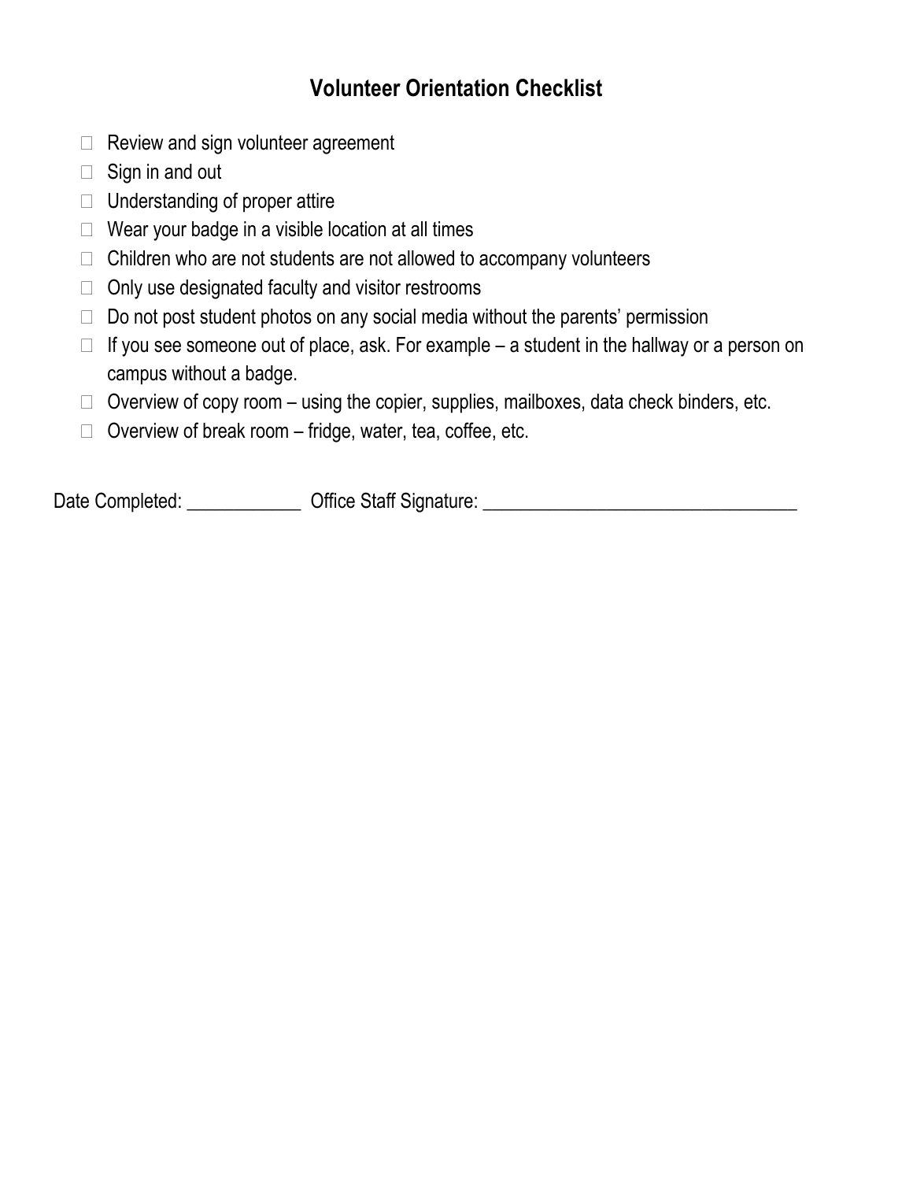## Volunteer Orientation Checklist

- [ ] Review and sign volunteer agreement
- [ ] Sign in and out
- [ ] Understanding of proper attire
- [ ] Wear your badge in a visible location at all times
- [ ] Children who are not students are not allowed to accompany volunteers
- [ ] Only use designated faculty and visitor restrooms
- [ ] Do not post student photos on any social media without the parents' permission
- [ ] If you see someone out of place, ask. For example – a student in the hallway or a person on campus without a badge.
- [ ] Overview of copy room – using the copier, supplies, mailboxes, data check binders, etc.
- [ ] Overview of break room – fridge, water, tea, coffee, etc.

Date Completed: ____________ Office Staff Signature: _________________________________